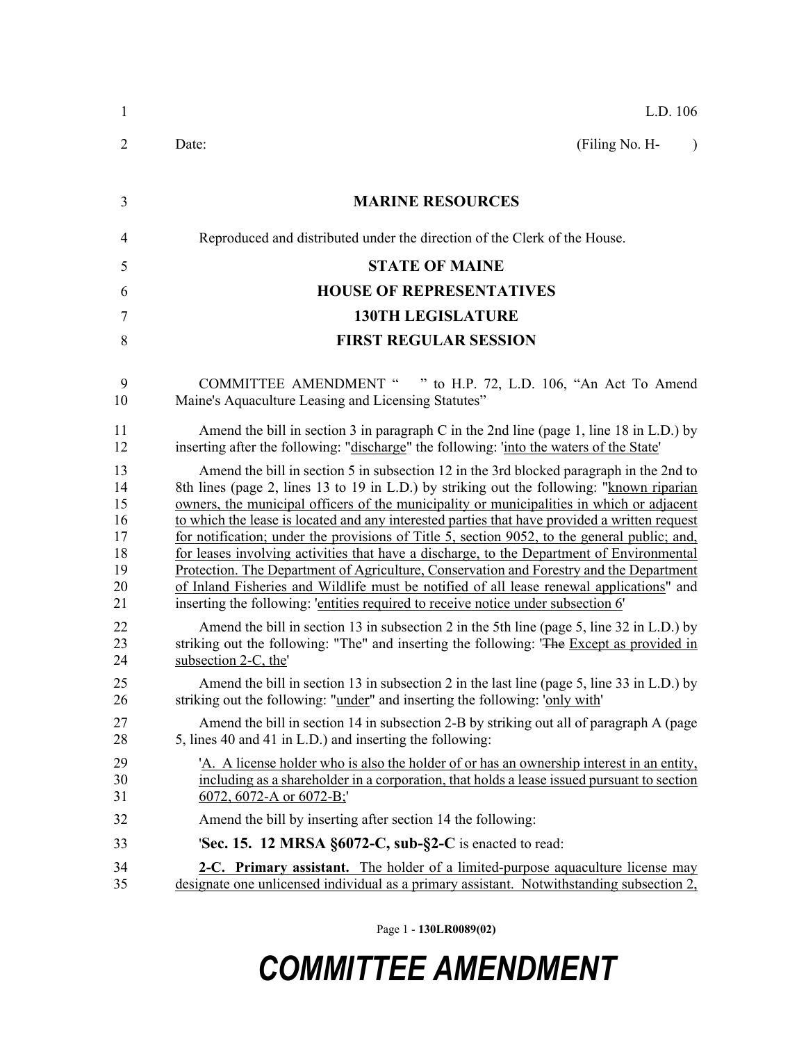L.D. 106

Date: (Filing No. H- )

**MARINE RESOURCES**

Reproduced and distributed under the direction of the Clerk of the House.

**STATE OF MAINE**

**HOUSE OF REPRESENTATIVES**

**130TH LEGISLATURE**

**FIRST REGULAR SESSION**

COMMITTEE AMENDMENT " " to H.P. 72, L.D. 106, "An Act To Amend Maine's Aquaculture Leasing and Licensing Statutes"

Amend the bill in section 3 in paragraph C in the 2nd line (page 1, line 18 in L.D.) by inserting after the following: "discharge" the following: 'into the waters of the State'

Amend the bill in section 5 in subsection 12 in the 3rd blocked paragraph in the 2nd to 8th lines (page 2, lines 13 to 19 in L.D.) by striking out the following: "known riparian owners, the municipal officers of the municipality or municipalities in which or adjacent to which the lease is located and any interested parties that have provided a written request for notification; under the provisions of Title 5, section 9052, to the general public; and, for leases involving activities that have a discharge, to the Department of Environmental Protection. The Department of Agriculture, Conservation and Forestry and the Department of Inland Fisheries and Wildlife must be notified of all lease renewal applications" and inserting the following: 'entities required to receive notice under subsection 6'

Amend the bill in section 13 in subsection 2 in the 5th line (page 5, line 32 in L.D.) by striking out the following: "The" and inserting the following: '~~The~~ Except as provided in subsection 2-C, the'

Amend the bill in section 13 in subsection 2 in the last line (page 5, line 33 in L.D.) by striking out the following: "under" and inserting the following: 'only with'

Amend the bill in section 14 in subsection 2-B by striking out all of paragraph A (page 5, lines 40 and 41 in L.D.) and inserting the following:

'A. A license holder who is also the holder of or has an ownership interest in an entity, including as a shareholder in a corporation, that holds a lease issued pursuant to section 6072, 6072-A or 6072-B;'

Amend the bill by inserting after section 14 the following:

'**Sec. 15. 12 MRSA §6072-C, sub-§2-C** is enacted to read:

**2-C. Primary assistant.** The holder of a limited-purpose aquaculture license may designate one unlicensed individual as a primary assistant. Notwithstanding subsection 2,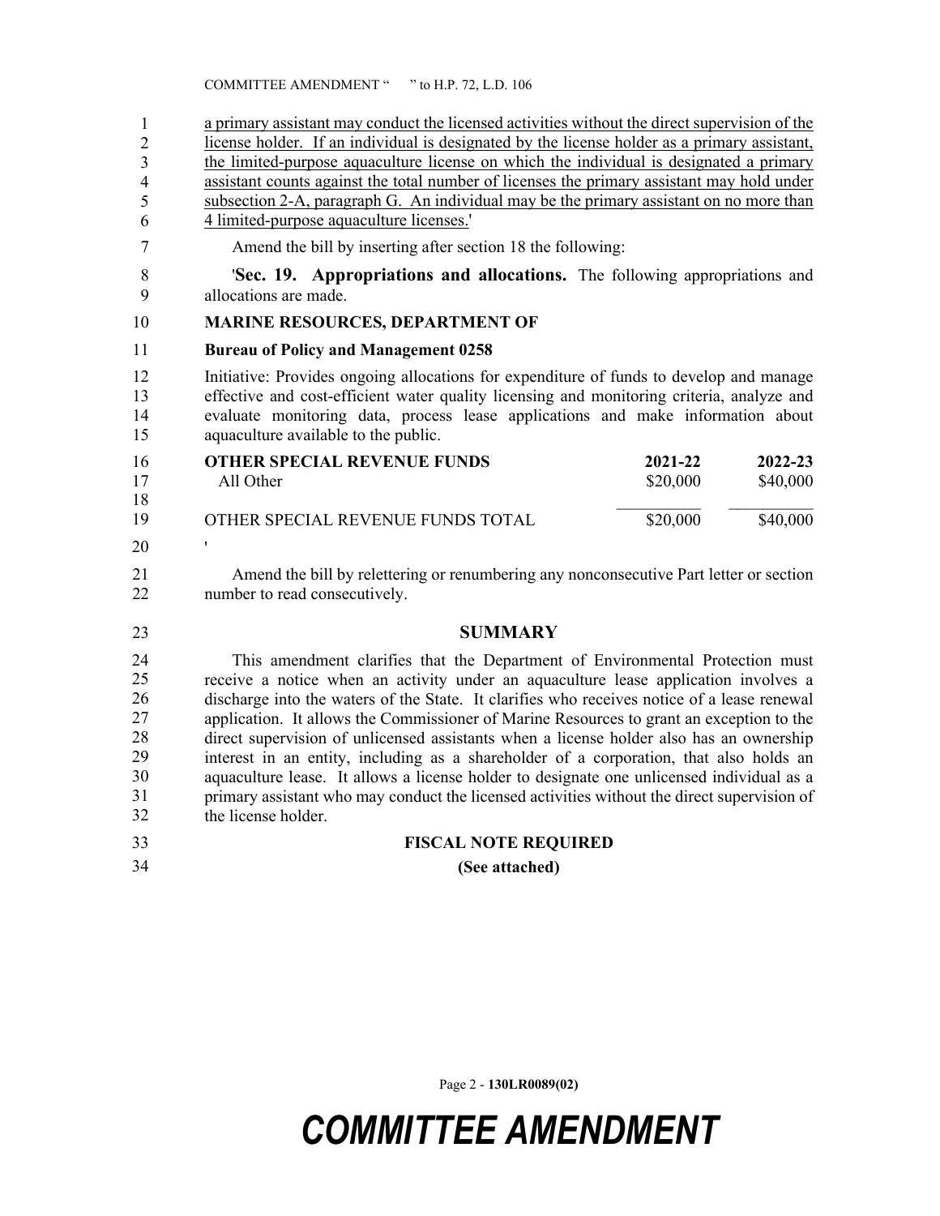a primary assistant may conduct the licensed activities without the direct supervision of the license holder. If an individual is designated by the license holder as a primary assistant, the limited-purpose aquaculture license on which the individual is designated a primary assistant counts against the total number of licenses the primary assistant may hold under subsection 2-A, paragraph G. An individual may be the primary assistant on no more than 4 limited-purpose aquaculture licenses.'

Amend the bill by inserting after section 18 the following:

'**Sec. 19. Appropriations and allocations.** The following appropriations and allocations are made.

**MARINE RESOURCES, DEPARTMENT OF**

**Bureau of Policy and Management 0258**

Initiative: Provides ongoing allocations for expenditure of funds to develop and manage effective and cost-efficient water quality licensing and monitoring criteria, analyze and evaluate monitoring data, process lease applications and make information about aquaculture available to the public.

| OTHER SPECIAL REVENUE FUNDS | 2021-22 | 2022-23 |
|---|---|---|
| All Other | $20,000 | $40,000 |
| OTHER SPECIAL REVENUE FUNDS TOTAL | $20,000 | $40,000 |

'

Amend the bill by relettering or renumbering any nonconsecutive Part letter or section number to read consecutively.

## SUMMARY

This amendment clarifies that the Department of Environmental Protection must receive a notice when an activity under an aquaculture lease application involves a discharge into the waters of the State. It clarifies who receives notice of a lease renewal application. It allows the Commissioner of Marine Resources to grant an exception to the direct supervision of unlicensed assistants when a license holder also has an ownership interest in an entity, including as a shareholder of a corporation, that also holds an aquaculture lease. It allows a license holder to designate one unlicensed individual as a primary assistant who may conduct the licensed activities without the direct supervision of the license holder.

**FISCAL NOTE REQUIRED**

**(See attached)**